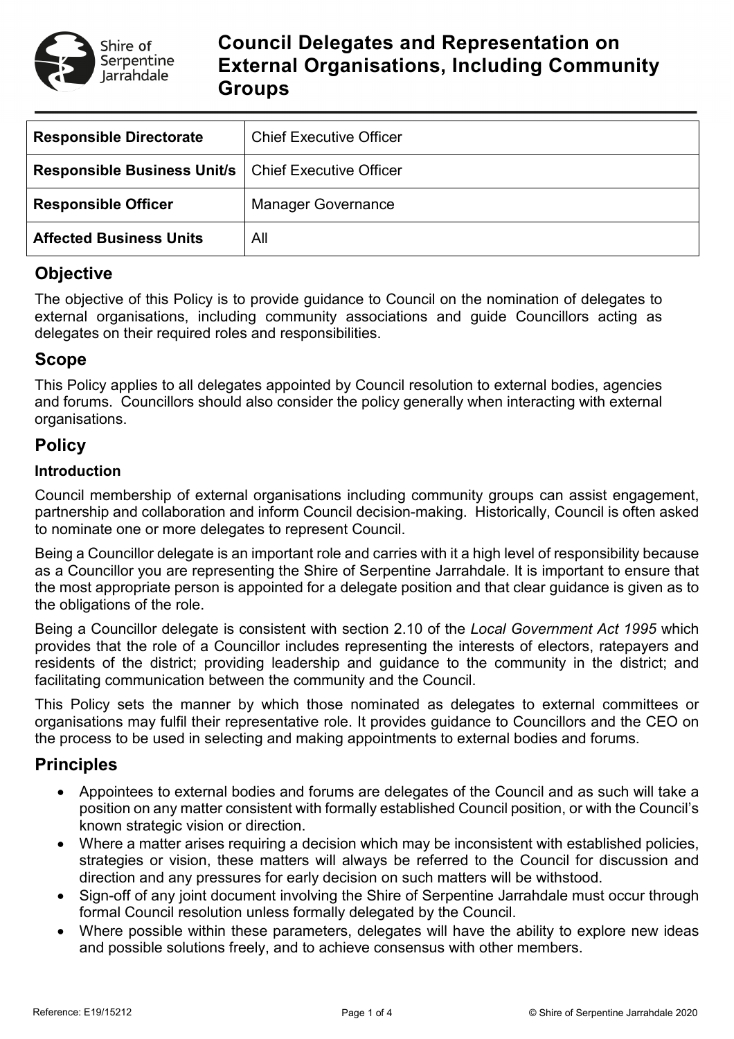# Council Delegates and Representation on External Organisations, Including Community Groups

| Responsible Directorate | Chief Executive Officer |
| --- | --- |
| **Responsible Business Unit/s** | Chief Executive Officer |
| **Responsible Officer** | Manager Governance |
| **Affected Business Units** | All |

## Objective

The objective of this Policy is to provide guidance to Council on the nomination of delegates to external organisations, including community associations and guide Councillors acting as delegates on their required roles and responsibilities.

## Scope

This Policy applies to all delegates appointed by Council resolution to external bodies, agencies and forums. Councillors should also consider the policy generally when interacting with external organisations.

## Policy

### Introduction

Council membership of external organisations including community groups can assist engagement, partnership and collaboration and inform Council decision-making. Historically, Council is often asked to nominate one or more delegates to represent Council.

Being a Councillor delegate is an important role and carries with it a high level of responsibility because as a Councillor you are representing the Shire of Serpentine Jarrahdale. It is important to ensure that the most appropriate person is appointed for a delegate position and that clear guidance is given as to the obligations of the role.

Being a Councillor delegate is consistent with section 2.10 of the *Local Government Act 1995* which provides that the role of a Councillor includes representing the interests of electors, ratepayers and residents of the district; providing leadership and guidance to the community in the district; and facilitating communication between the community and the Council.

This Policy sets the manner by which those nominated as delegates to external committees or organisations may fulfil their representative role. It provides guidance to Councillors and the CEO on the process to be used in selecting and making appointments to external bodies and forums.

## Principles

- Appointees to external bodies and forums are delegates of the Council and as such will take a position on any matter consistent with formally established Council position, or with the Council's known strategic vision or direction.
- Where a matter arises requiring a decision which may be inconsistent with established policies, strategies or vision, these matters will always be referred to the Council for discussion and direction and any pressures for early decision on such matters will be withstood.
- Sign-off of any joint document involving the Shire of Serpentine Jarrahdale must occur through formal Council resolution unless formally delegated by the Council.
- Where possible within these parameters, delegates will have the ability to explore new ideas and possible solutions freely, and to achieve consensus with other members.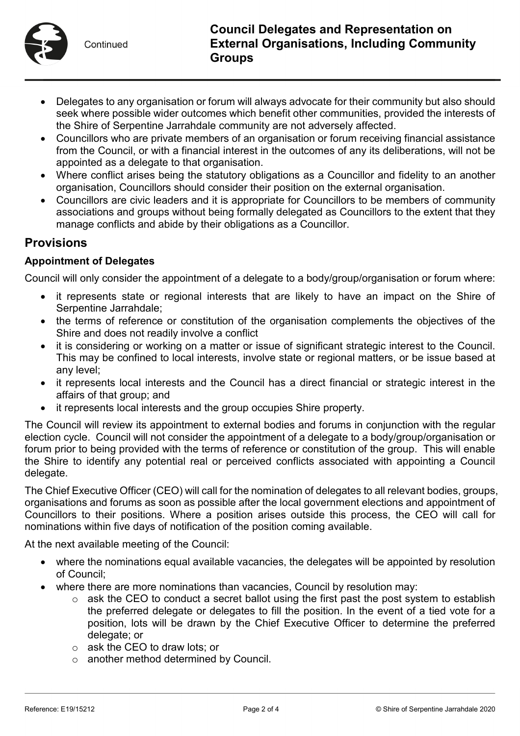- Delegates to any organisation or forum will always advocate for their community but also should seek where possible wider outcomes which benefit other communities, provided the interests of the Shire of Serpentine Jarrahdale community are not adversely affected.
- Councillors who are private members of an organisation or forum receiving financial assistance from the Council, or with a financial interest in the outcomes of any its deliberations, will not be appointed as a delegate to that organisation.
- Where conflict arises being the statutory obligations as a Councillor and fidelity to an another organisation, Councillors should consider their position on the external organisation.
- Councillors are civic leaders and it is appropriate for Councillors to be members of community associations and groups without being formally delegated as Councillors to the extent that they manage conflicts and abide by their obligations as a Councillor.

## Provisions

### Appointment of Delegates

Council will only consider the appointment of a delegate to a body/group/organisation or forum where:

- it represents state or regional interests that are likely to have an impact on the Shire of Serpentine Jarrahdale;
- the terms of reference or constitution of the organisation complements the objectives of the Shire and does not readily involve a conflict
- it is considering or working on a matter or issue of significant strategic interest to the Council. This may be confined to local interests, involve state or regional matters, or be issue based at any level;
- it represents local interests and the Council has a direct financial or strategic interest in the affairs of that group; and
- it represents local interests and the group occupies Shire property.

The Council will review its appointment to external bodies and forums in conjunction with the regular election cycle. Council will not consider the appointment of a delegate to a body/group/organisation or forum prior to being provided with the terms of reference or constitution of the group. This will enable the Shire to identify any potential real or perceived conflicts associated with appointing a Council delegate.

The Chief Executive Officer (CEO) will call for the nomination of delegates to all relevant bodies, groups, organisations and forums as soon as possible after the local government elections and appointment of Councillors to their positions. Where a position arises outside this process, the CEO will call for nominations within five days of notification of the position coming available.

At the next available meeting of the Council:

- where the nominations equal available vacancies, the delegates will be appointed by resolution of Council;
- where there are more nominations than vacancies, Council by resolution may:
  - ask the CEO to conduct a secret ballot using the first past the post system to establish the preferred delegate or delegates to fill the position. In the event of a tied vote for a position, lots will be drawn by the Chief Executive Officer to determine the preferred delegate; or
  - ask the CEO to draw lots; or
  - another method determined by Council.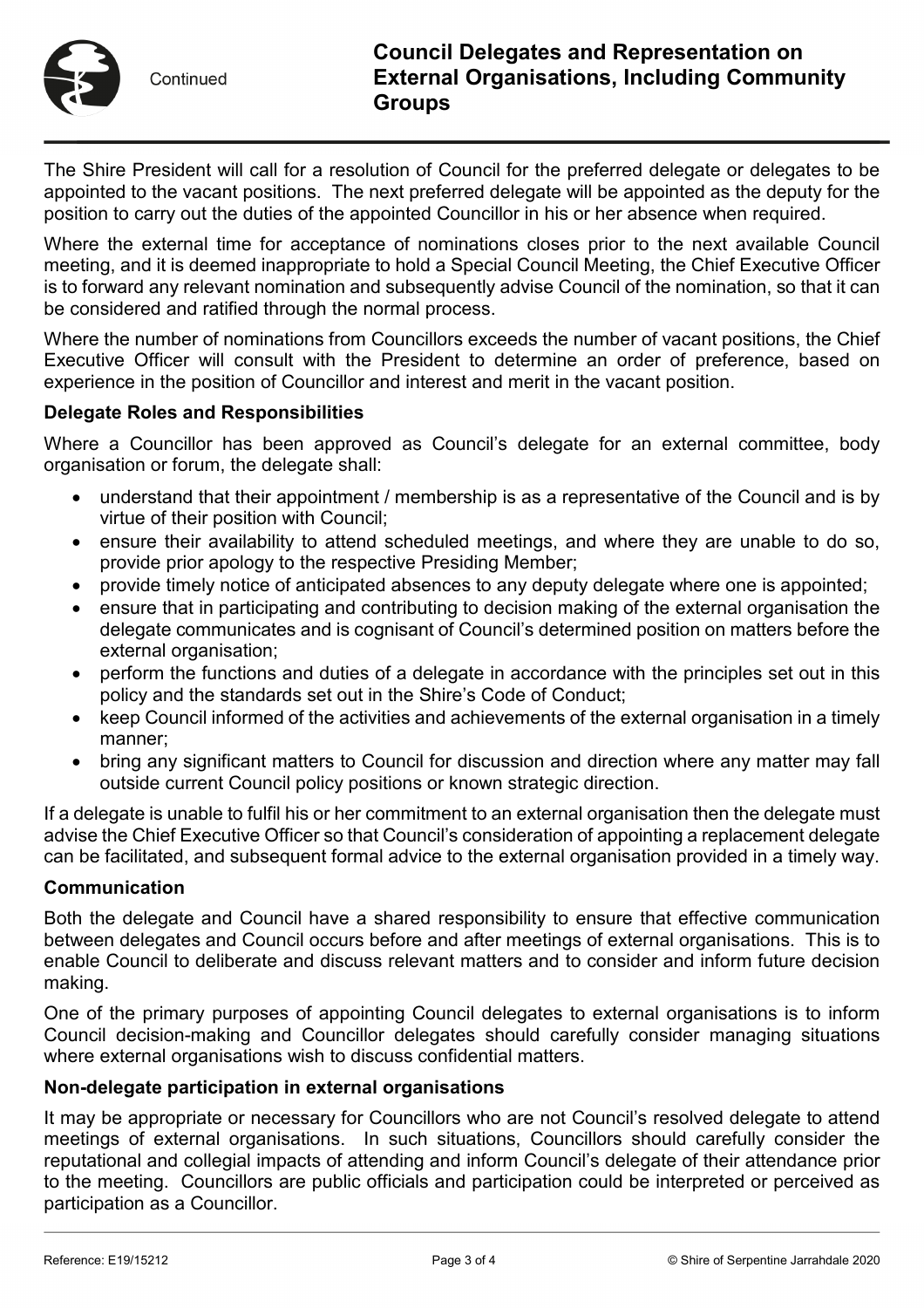The Shire President will call for a resolution of Council for the preferred delegate or delegates to be appointed to the vacant positions. The next preferred delegate will be appointed as the deputy for the position to carry out the duties of the appointed Councillor in his or her absence when required.

Where the external time for acceptance of nominations closes prior to the next available Council meeting, and it is deemed inappropriate to hold a Special Council Meeting, the Chief Executive Officer is to forward any relevant nomination and subsequently advise Council of the nomination, so that it can be considered and ratified through the normal process.

Where the number of nominations from Councillors exceeds the number of vacant positions, the Chief Executive Officer will consult with the President to determine an order of preference, based on experience in the position of Councillor and interest and merit in the vacant position.

**Delegate Roles and Responsibilities**

Where a Councillor has been approved as Council's delegate for an external committee, body organisation or forum, the delegate shall:

- understand that their appointment / membership is as a representative of the Council and is by virtue of their position with Council;
- ensure their availability to attend scheduled meetings, and where they are unable to do so, provide prior apology to the respective Presiding Member;
- provide timely notice of anticipated absences to any deputy delegate where one is appointed;
- ensure that in participating and contributing to decision making of the external organisation the delegate communicates and is cognisant of Council's determined position on matters before the external organisation;
- perform the functions and duties of a delegate in accordance with the principles set out in this policy and the standards set out in the Shire's Code of Conduct;
- keep Council informed of the activities and achievements of the external organisation in a timely manner;
- bring any significant matters to Council for discussion and direction where any matter may fall outside current Council policy positions or known strategic direction.

If a delegate is unable to fulfil his or her commitment to an external organisation then the delegate must advise the Chief Executive Officer so that Council's consideration of appointing a replacement delegate can be facilitated, and subsequent formal advice to the external organisation provided in a timely way.

**Communication**

Both the delegate and Council have a shared responsibility to ensure that effective communication between delegates and Council occurs before and after meetings of external organisations. This is to enable Council to deliberate and discuss relevant matters and to consider and inform future decision making.

One of the primary purposes of appointing Council delegates to external organisations is to inform Council decision-making and Councillor delegates should carefully consider managing situations where external organisations wish to discuss confidential matters.

**Non-delegate participation in external organisations**

It may be appropriate or necessary for Councillors who are not Council's resolved delegate to attend meetings of external organisations. In such situations, Councillors should carefully consider the reputational and collegial impacts of attending and inform Council's delegate of their attendance prior to the meeting. Councillors are public officials and participation could be interpreted or perceived as participation as a Councillor.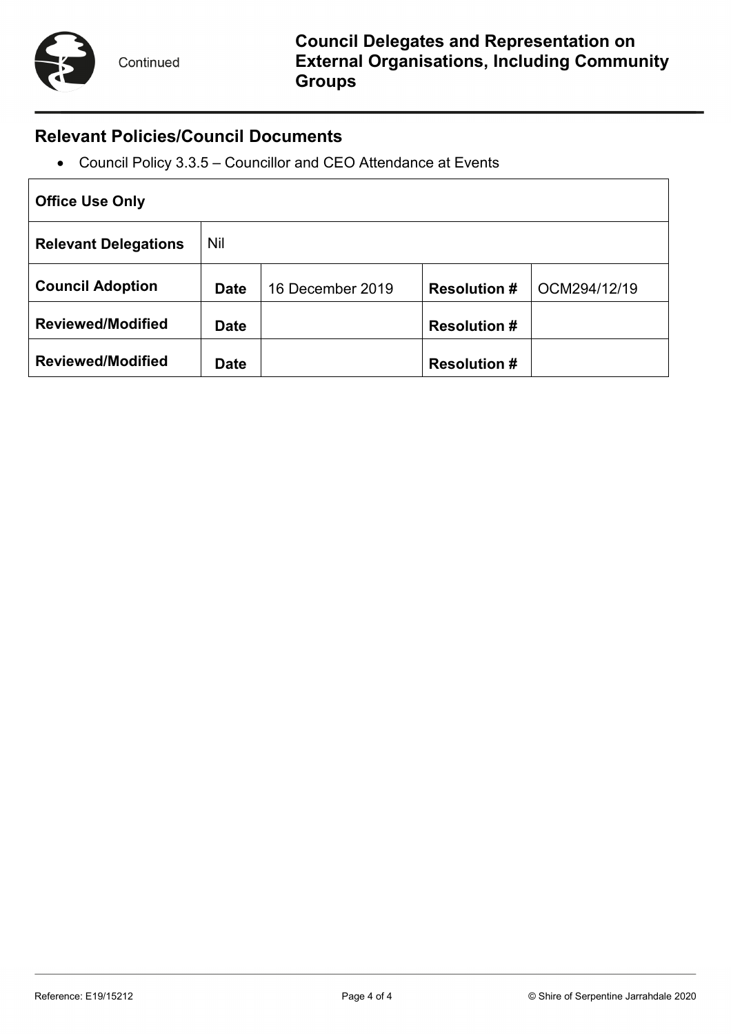## Relevant Policies/Council Documents

- Council Policy 3.3.5 – Councillor and CEO Attendance at Events

| Office Use Only | | | | |
|---|---|---|---|---|
| **Relevant Delegations** | Nil | | | |
| **Council Adoption** | **Date** | 16 December 2019 | **Resolution #** | OCM294/12/19 |
| **Reviewed/Modified** | **Date** | | **Resolution #** | |
| **Reviewed/Modified** | **Date** | | **Resolution #** | |

Reference: E19/15212

© Shire of Serpentine Jarrahdale 2020